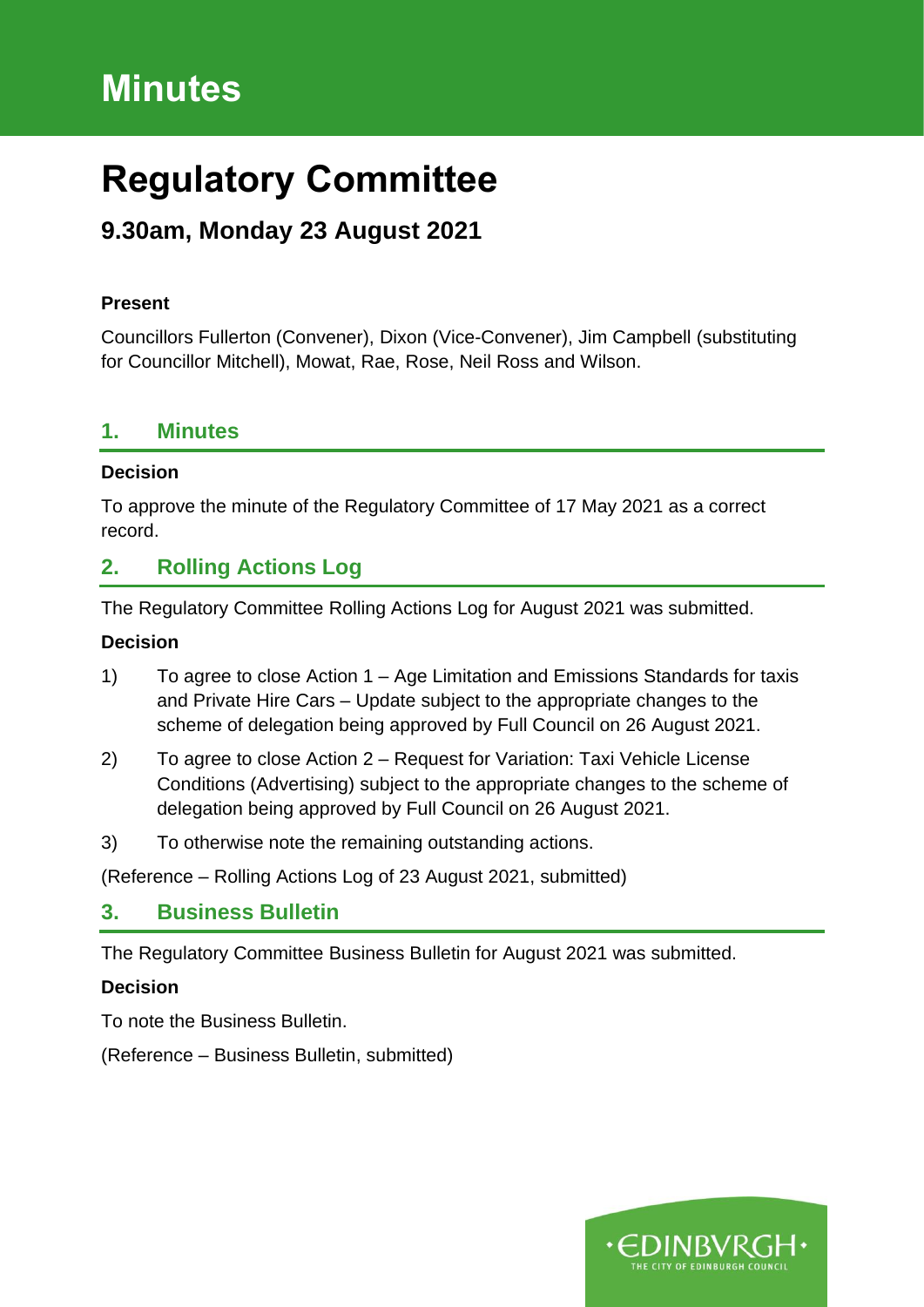# Minutes

# Regulatory Committee

## 9.30am, Monday 23 August 2021

**Present**

Councillors Fullerton (Convener), Dixon (Vice-Convener), Jim Campbell (substituting for Councillor Mitchell), Mowat, Rae, Rose, Neil Ross and Wilson.

## 1. Minutes

**Decision**

To approve the minute of the Regulatory Committee of 17 May 2021 as a correct record.

## 2. Rolling Actions Log

The Regulatory Committee Rolling Actions Log for August 2021 was submitted.

**Decision**

1) To agree to close Action 1 – Age Limitation and Emissions Standards for taxis and Private Hire Cars – Update subject to the appropriate changes to the scheme of delegation being approved by Full Council on 26 August 2021.

2) To agree to close Action 2 – Request for Variation: Taxi Vehicle License Conditions (Advertising) subject to the appropriate changes to the scheme of delegation being approved by Full Council on 26 August 2021.

3) To otherwise note the remaining outstanding actions.

(Reference – Rolling Actions Log of 23 August 2021, submitted)

## 3. Business Bulletin

The Regulatory Committee Business Bulletin for August 2021 was submitted.

**Decision**

To note the Business Bulletin.

(Reference – Business Bulletin, submitted)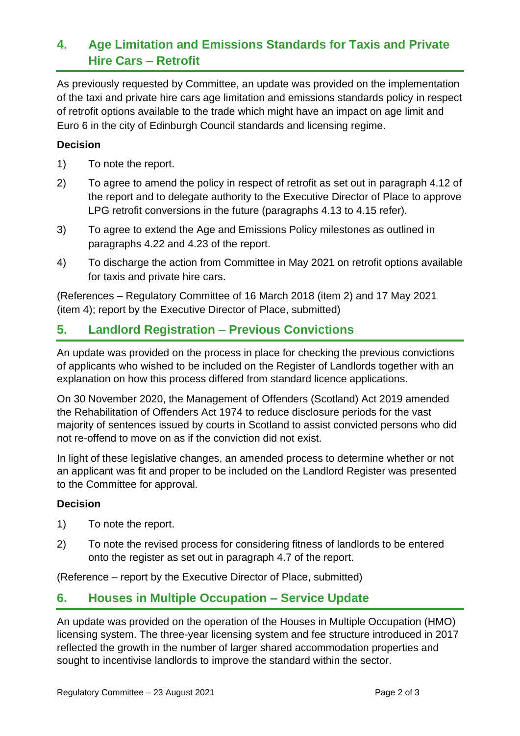## 4. Age Limitation and Emissions Standards for Taxis and Private Hire Cars – Retrofit

As previously requested by Committee, an update was provided on the implementation of the taxi and private hire cars age limitation and emissions standards policy in respect of retrofit options available to the trade which might have an impact on age limit and Euro 6 in the city of Edinburgh Council standards and licensing regime.

**Decision**

1) To note the report.

2) To agree to amend the policy in respect of retrofit as set out in paragraph 4.12 of the report and to delegate authority to the Executive Director of Place to approve LPG retrofit conversions in the future (paragraphs 4.13 to 4.15 refer).

3) To agree to extend the Age and Emissions Policy milestones as outlined in paragraphs 4.22 and 4.23 of the report.

4) To discharge the action from Committee in May 2021 on retrofit options available for taxis and private hire cars.

(References – Regulatory Committee of 16 March 2018 (item 2) and 17 May 2021 (item 4); report by the Executive Director of Place, submitted)

## 5. Landlord Registration – Previous Convictions

An update was provided on the process in place for checking the previous convictions of applicants who wished to be included on the Register of Landlords together with an explanation on how this process differed from standard licence applications.

On 30 November 2020, the Management of Offenders (Scotland) Act 2019 amended the Rehabilitation of Offenders Act 1974 to reduce disclosure periods for the vast majority of sentences issued by courts in Scotland to assist convicted persons who did not re-offend to move on as if the conviction did not exist.

In light of these legislative changes, an amended process to determine whether or not an applicant was fit and proper to be included on the Landlord Register was presented to the Committee for approval.

**Decision**

1) To note the report.

2) To note the revised process for considering fitness of landlords to be entered onto the register as set out in paragraph 4.7 of the report.

(Reference – report by the Executive Director of Place, submitted)

## 6. Houses in Multiple Occupation – Service Update

An update was provided on the operation of the Houses in Multiple Occupation (HMO) licensing system. The three-year licensing system and fee structure introduced in 2017 reflected the growth in the number of larger shared accommodation properties and sought to incentivise landlords to improve the standard within the sector.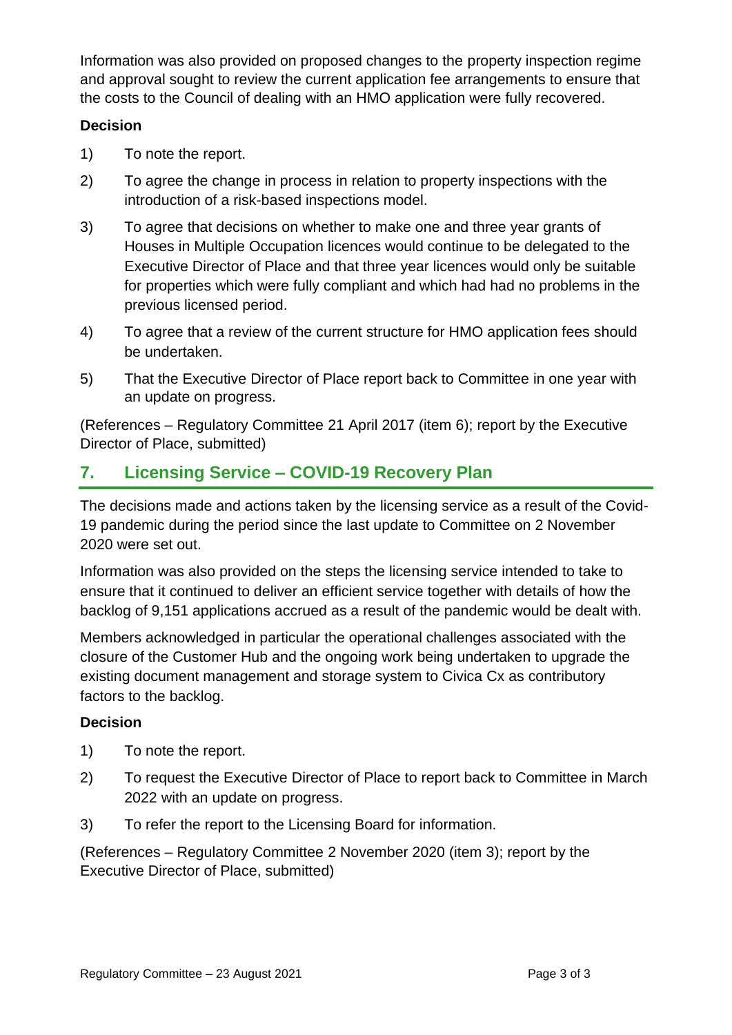Information was also provided on proposed changes to the property inspection regime and approval sought to review the current application fee arrangements to ensure that the costs to the Council of dealing with an HMO application were fully recovered.

**Decision**

1) To note the report.

2) To agree the change in process in relation to property inspections with the introduction of a risk-based inspections model.

3) To agree that decisions on whether to make one and three year grants of Houses in Multiple Occupation licences would continue to be delegated to the Executive Director of Place and that three year licences would only be suitable for properties which were fully compliant and which had had no problems in the previous licensed period.

4) To agree that a review of the current structure for HMO application fees should be undertaken.

5) That the Executive Director of Place report back to Committee in one year with an update on progress.

(References – Regulatory Committee 21 April 2017 (item 6); report by the Executive Director of Place, submitted)

## 7. Licensing Service – COVID-19 Recovery Plan

The decisions made and actions taken by the licensing service as a result of the Covid-19 pandemic during the period since the last update to Committee on 2 November 2020 were set out.

Information was also provided on the steps the licensing service intended to take to ensure that it continued to deliver an efficient service together with details of how the backlog of 9,151 applications accrued as a result of the pandemic would be dealt with.

Members acknowledged in particular the operational challenges associated with the closure of the Customer Hub and the ongoing work being undertaken to upgrade the existing document management and storage system to Civica Cx as contributory factors to the backlog.

**Decision**

1) To note the report.

2) To request the Executive Director of Place to report back to Committee in March 2022 with an update on progress.

3) To refer the report to the Licensing Board for information.

(References – Regulatory Committee 2 November 2020 (item 3); report by the Executive Director of Place, submitted)